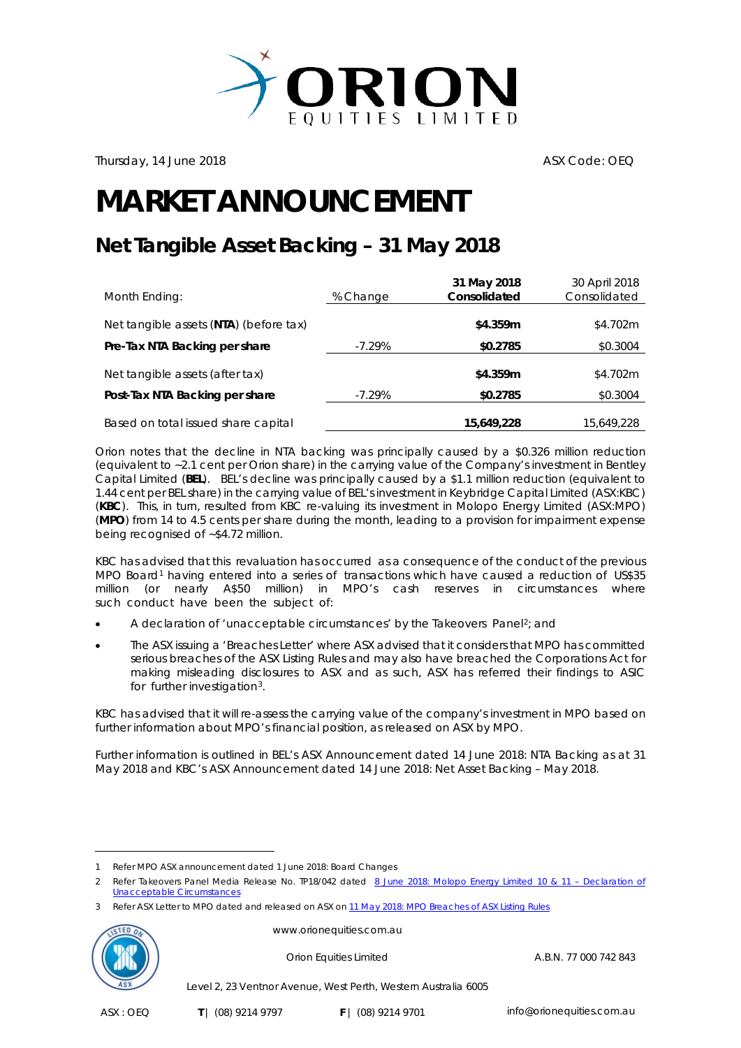Thursday, 14 June 2018 ASX Code: OEQ

# MARKET ANNOUNCEMENT

## Net Tangible Asset Backing – 31 May 2018

| Month Ending: | % Change | **31 May 2018 Consolidated** | 30 April 2018 Consolidated |
|---|---|---|---|
| Net tangible assets (**NTA**) (before tax) | | **$4.359m** | $4.702m |
| **Pre-Tax NTA Backing per share** | -7.29% | **$0.2785** | $0.3004 |
| Net tangible assets (after tax) | | **$4.359m** | $4.702m |
| **Post-Tax NTA Backing per share** | -7.29% | **$0.2785** | $0.3004 |
| Based on total issued share capital | | **15,649,228** | 15,649,228 |

Orion notes that the decline in NTA backing was principally caused by a $0.326 million reduction (equivalent to ~2.1 cent per Orion share) in the carrying value of the Company's investment in Bentley Capital Limited (**BEL**). BEL's decline was principally caused by a $1.1 million reduction (equivalent to 1.44 cent per BEL share) in the carrying value of BEL's investment in Keybridge Capital Limited (ASX:KBC) (**KBC**). This, in turn, resulted from KBC re-valuing its investment in Molopo Energy Limited (ASX:MPO) (**MPO**) from 14 to 4.5 cents per share during the month, leading to a provision for impairment expense being recognised of ~$4.72 million.

KBC has advised that this revaluation has occurred as a consequence of the conduct of the previous MPO Board[1] having entered into a series of transactions which have caused a reduction of US$35 million (or nearly A$50 million) in MPO's cash reserves in circumstances where such conduct have been the subject of:

- A declaration of 'unacceptable circumstances' by the Takeovers Panel[2]; and
- The ASX issuing a 'Breaches Letter' where ASX advised that it considers that MPO has committed serious breaches of the ASX Listing Rules and may also have breached the Corporations Act for making misleading disclosures to ASX and as such, ASX has referred their findings to ASIC for further investigation[3].

KBC has advised that it will re-assess the carrying value of the company's investment in MPO based on further information about MPO's financial position, as released on ASX by MPO.

Further information is outlined in BEL's ASX Announcement dated 14 June 2018: NTA Backing as at 31 May 2018 and KBC's ASX Announcement dated 14 June 2018: Net Asset Backing – May 2018.

---

1 Refer MPO ASX announcement dated 1 June 2018: Board Changes

2 Refer Takeovers Panel Media Release No. TP18/042 dated 8 June 2018: Molopo Energy Limited 10 & 11 – Declaration of Unacceptable Circumstances

3 Refer ASX Letter to MPO dated and released on ASX on 11 May 2018: MPO Breaches of ASX Listing Rules

www.orionequities.com.au

Orion Equities Limited A.B.N. 77 000 742 843

Level 2, 23 Ventnor Avenue, West Perth, Western Australia 6005

ASX : OEQ T | (08) 9214 9797 F | (08) 9214 9701 info@orionequities.com.au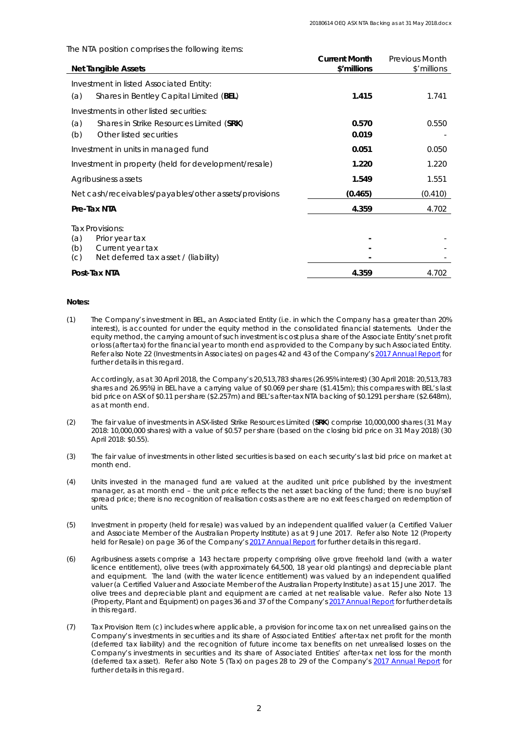The NTA position comprises the following items:

| Net Tangible Assets | Current Month $'millions | Previous Month $'millions |
|---|---|---|
| Investment in listed Associated Entity: | | |
| (a) Shares in Bentley Capital Limited (**BEL**) | **1.415** | 1.741 |
| Investments in other listed securities: | | |
| (a) Shares in Strike Resources Limited (**SRK**) | **0.570** | 0.550 |
| (b) Other listed securities | **0.019** | - |
| Investment in units in managed fund | **0.051** | 0.050 |
| Investment in property (held for development/resale) | **1.220** | 1.220 |
| Agribusiness assets | **1.549** | 1.551 |
| Net cash/receivables/payables/other assets/provisions | **(0.465)** | (0.410) |
| **Pre-Tax NTA** | **4.359** | 4.702 |
| Tax Provisions: | | |
| (a) Prior year tax | **-** | - |
| (b) Current year tax | **-** | - |
| (c) Net deferred tax asset / (liability) | **-** | - |
| **Post-Tax NTA** | **4.359** | 4.702 |

**Notes:**

(1) The Company's investment in BEL, an Associated Entity (i.e. in which the Company has a greater than 20% interest), is accounted for under the equity method in the consolidated financial statements. Under the equity method, the carrying amount of such investment is cost plus a share of the Associate Entity's net profit or loss (after tax) for the financial year to month end as provided to the Company by such Associated Entity. Refer also Note 22 (Investments in Associates) on pages 42 and 43 of the Company's 2017 Annual Report for further details in this regard.

Accordingly, as at 30 April 2018, the Company's 20,513,783 shares (26.95% interest) (30 April 2018: 20,513,783 shares and 26.95%) in BEL have a carrying value of $0.069 per share ($1.415m); this compares with BEL's last bid price on ASX of $0.11 per share ($2.257m) and BEL's after-tax NTA backing of $0.1291 per share ($2.648m), as at month end.

(2) The fair value of investments in ASX-listed Strike Resources Limited (**SRK**) comprise 10,000,000 shares (31 May 2018: 10,000,000 shares) with a value of $0.57 per share (based on the closing bid price on 31 May 2018) (30 April 2018: $0.55).

(3) The fair value of investments in other listed securities is based on each security's last bid price on market at month end.

(4) Units invested in the managed fund are valued at the audited unit price published by the investment manager, as at month end – the unit price reflects the net asset backing of the fund; there is no buy/sell spread price; there is no recognition of realisation costs as there are no exit fees charged on redemption of units.

(5) Investment in property (held for resale) was valued by an independent qualified valuer (a Certified Valuer and Associate Member of the Australian Property Institute) as at 9 June 2017. Refer also Note 12 (Property held for Resale) on page 36 of the Company's 2017 Annual Report for further details in this regard.

(6) Agribusiness assets comprise a 143 hectare property comprising olive grove freehold land (with a water licence entitlement), olive trees (with approximately 64,500, 18 year old plantings) and depreciable plant and equipment. The land (with the water licence entitlement) was valued by an independent qualified valuer (a Certified Valuer and Associate Member of the Australian Property Institute) as at 15 June 2017. The olive trees and depreciable plant and equipment are carried at net realisable value. Refer also Note 13 (Property, Plant and Equipment) on pages 36 and 37 of the Company's 2017 Annual Report for further details in this regard.

(7) Tax Provision Item (c) includes where applicable, a provision for income tax on net unrealised gains on the Company's investments in securities and its share of Associated Entities' after-tax net profit for the month (deferred tax liability) and the recognition of future income tax benefits on net unrealised losses on the Company's investments in securities and its share of Associated Entities' after-tax net loss for the month (deferred tax asset). Refer also Note 5 (Tax) on pages 28 to 29 of the Company's 2017 Annual Report for further details in this regard.